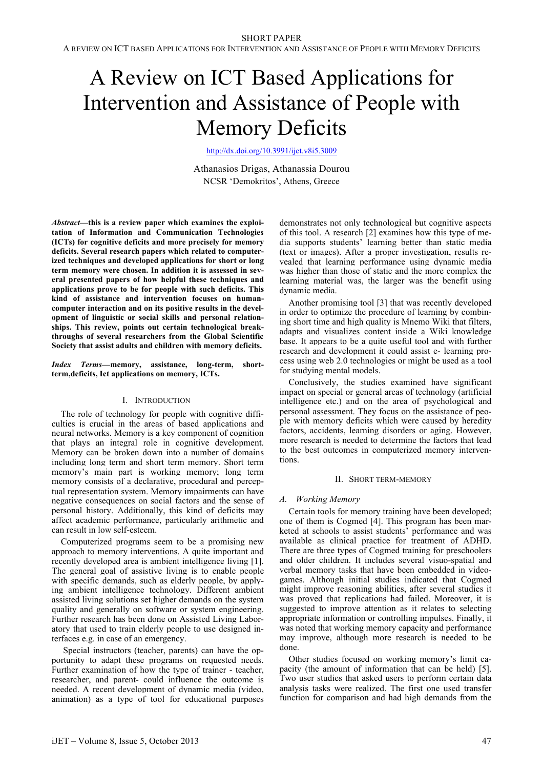# A Review on ICT Based Applications for Intervention and Assistance of People with Memory Deficits

http://dx.doi.org/10.3991/ijet.v8i5.3009

Athanasios Drigas, Athanassia Dourou
NCSR 'Demokritos', Athens, Greece

***Abstract*—this is a review paper which examines the exploitation of Information and Communication Technologies (ICTs) for cognitive deficits and more precisely for memory deficits. Several research papers which related to computerized techniques and developed applications for short or long term memory were chosen. In addition it is assessed in several presented papers of how helpful these techniques and applications prove to be for people with such deficits. This kind of assistance and intervention focuses on human-computer interaction and on its positive results in the development of linguistic or social skills and personal relationships. This review, points out certain technological breakthroughs of several researchers from the Global Scientific Society that assist adults and children with memory deficits.**

***Index Terms*—memory, assistance, long-term, short-term,deficits, Ict applications on memory, ICTs.**

## I. INTRODUCTION

The role of technology for people with cognitive difficulties is crucial in the areas of based applications and neural networks. Memory is a key component of cognition that plays an integral role in cognitive development. Memory can be broken down into a number of domains including long term and short term memory. Short term memory's main part is working memory; long term memory consists of a declarative, procedural and perceptual representation system. Memory impairments can have negative consequences on social factors and the sense of personal history. Additionally, this kind of deficits may affect academic performance, particularly arithmetic and can result in low self-esteem.

Computerized programs seem to be a promising new approach to memory interventions. A quite important and recently developed area is ambient intelligence living [1]. The general goal of assistive living is to enable people with specific demands, such as elderly people, by applying ambient intelligence technology. Different ambient assisted living solutions set higher demands on the system quality and generally on software or system engineering. Further research has been done on Assisted Living Laboratory that used to train elderly people to use designed interfaces e.g. in case of an emergency.

Special instructors (teacher, parents) can have the opportunity to adapt these programs on requested needs. Further examination of how the type of trainer - teacher, researcher, and parent- could influence the outcome is needed. A recent development of dynamic media (video, animation) as a type of tool for educational purposes demonstrates not only technological but cognitive aspects of this tool. A research [2] examines how this type of media supports students' learning better than static media (text or images). After a proper investigation, results revealed that learning performance using dynamic media was higher than those of static and the more complex the learning material was, the larger was the benefit using dynamic media.

Another promising tool [3] that was recently developed in order to optimize the procedure of learning by combining short time and high quality is Mnemo Wiki that filters, adapts and visualizes content inside a Wiki knowledge base. It appears to be a quite useful tool and with further research and development it could assist e- learning process using web 2.0 technologies or might be used as a tool for studying mental models.

Conclusively, the studies examined have significant impact on special or general areas of technology (artificial intelligence etc.) and on the area of psychological and personal assessment. They focus on the assistance of people with memory deficits which were caused by heredity factors, accidents, learning disorders or aging. However, more research is needed to determine the factors that lead to the best outcomes in computerized memory interventions.

## II. SHORT TERM-MEMORY

### *A. Working Memory*

Certain tools for memory training have been developed; one of them is Cogmed [4]. This program has been marketed at schools to assist students' performance and was available as clinical practice for treatment of ADHD. There are three types of Cogmed training for preschoolers and older children. It includes several visuo-spatial and verbal memory tasks that have been embedded in videogames. Although initial studies indicated that Cogmed might improve reasoning abilities, after several studies it was proved that replications had failed. Moreover, it is suggested to improve attention as it relates to selecting appropriate information or controlling impulses. Finally, it was noted that working memory capacity and performance may improve, although more research is needed to be done.

Other studies focused on working memory's limit capacity (the amount of information that can be held) [5]. Two user studies that asked users to perform certain data analysis tasks were realized. The first one used transfer function for comparison and had high demands from the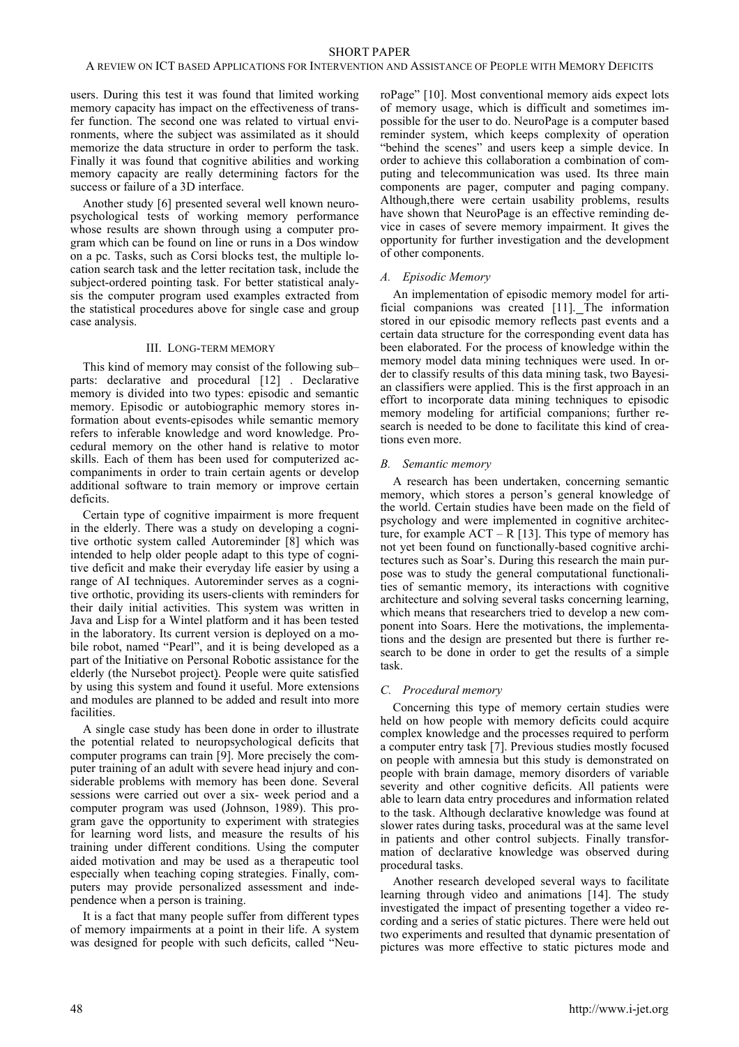users. During this test it was found that limited working memory capacity has impact on the effectiveness of transfer function. The second one was related to virtual environments, where the subject was assimilated as it should memorize the data structure in order to perform the task. Finally it was found that cognitive abilities and working memory capacity are really determining factors for the success or failure of a 3D interface.

Another study [6] presented several well known neuropsychological tests of working memory performance whose results are shown through using a computer program which can be found on line or runs in a Dos window on a pc. Tasks, such as Corsi blocks test, the multiple location search task and the letter recitation task, include the subject-ordered pointing task. For better statistical analysis the computer program used examples extracted from the statistical procedures above for single case and group case analysis.

## III. Long-term memory

This kind of memory may consist of the following sub–parts: declarative and procedural [12] . Declarative memory is divided into two types: episodic and semantic memory. Episodic or autobiographic memory stores information about events-episodes while semantic memory refers to inferable knowledge and word knowledge. Procedural memory on the other hand is relative to motor skills. Each of them has been used for computerized accompaniments in order to train certain agents or develop additional software to train memory or improve certain deficits.

Certain type of cognitive impairment is more frequent in the elderly. There was a study on developing a cognitive orthotic system called Autoreminder [8] which was intended to help older people adapt to this type of cognitive deficit and make their everyday life easier by using a range of AI techniques. Autoreminder serves as a cognitive orthotic, providing its users-clients with reminders for their daily initial activities. This system was written in Java and Lisp for a Wintel platform and it has been tested in the laboratory. Its current version is deployed on a mobile robot, named "Pearl", and it is being developed as a part of the Initiative on Personal Robotic assistance for the elderly (the Nursebot project). People were quite satisfied by using this system and found it useful. More extensions and modules are planned to be added and result into more facilities.

A single case study has been done in order to illustrate the potential related to neuropsychological deficits that computer programs can train [9]. More precisely the computer training of an adult with severe head injury and considerable problems with memory has been done. Several sessions were carried out over a six- week period and a computer program was used (Johnson, 1989). This program gave the opportunity to experiment with strategies for learning word lists, and measure the results of his training under different conditions. Using the computer aided motivation and may be used as a therapeutic tool especially when teaching coping strategies. Finally, computers may provide personalized assessment and independence when a person is training.

It is a fact that many people suffer from different types of memory impairments at a point in their life. A system was designed for people with such deficits, called "NeuroPage" [10]. Most conventional memory aids expect lots of memory usage, which is difficult and sometimes impossible for the user to do. NeuroPage is a computer based reminder system, which keeps complexity of operation "behind the scenes" and users keep a simple device. In order to achieve this collaboration a combination of computing and telecommunication was used. Its three main components are pager, computer and paging company. Although,there were certain usability problems, results have shown that NeuroPage is an effective reminding device in cases of severe memory impairment. It gives the opportunity for further investigation and the development of other components.

### A. Episodic Memory

An implementation of episodic memory model for artificial companions was created [11]. The information stored in our episodic memory reflects past events and a certain data structure for the corresponding event data has been elaborated. For the process of knowledge within the memory model data mining techniques were used. In order to classify results of this data mining task, two Bayesian classifiers were applied. This is the first approach in an effort to incorporate data mining techniques to episodic memory modeling for artificial companions; further research is needed to be done to facilitate this kind of creations even more.

### B. Semantic memory

A research has been undertaken, concerning semantic memory, which stores a person's general knowledge of the world. Certain studies have been made on the field of psychology and were implemented in cognitive architecture, for example ACT – R [13]. This type of memory has not yet been found on functionally-based cognitive architectures such as Soar's. During this research the main purpose was to study the general computational functionalities of semantic memory, its interactions with cognitive architecture and solving several tasks concerning learning, which means that researchers tried to develop a new component into Soars. Here the motivations, the implementations and the design are presented but there is further research to be done in order to get the results of a simple task.

### C. Procedural memory

Concerning this type of memory certain studies were held on how people with memory deficits could acquire complex knowledge and the processes required to perform a computer entry task [7]. Previous studies mostly focused on people with amnesia but this study is demonstrated on people with brain damage, memory disorders of variable severity and other cognitive deficits. All patients were able to learn data entry procedures and information related to the task. Although declarative knowledge was found at slower rates during tasks, procedural was at the same level in patients and other control subjects. Finally transformation of declarative knowledge was observed during procedural tasks.

Another research developed several ways to facilitate learning through video and animations [14]. The study investigated the impact of presenting together a video recording and a series of static pictures. There were held out two experiments and resulted that dynamic presentation of pictures was more effective to static pictures mode and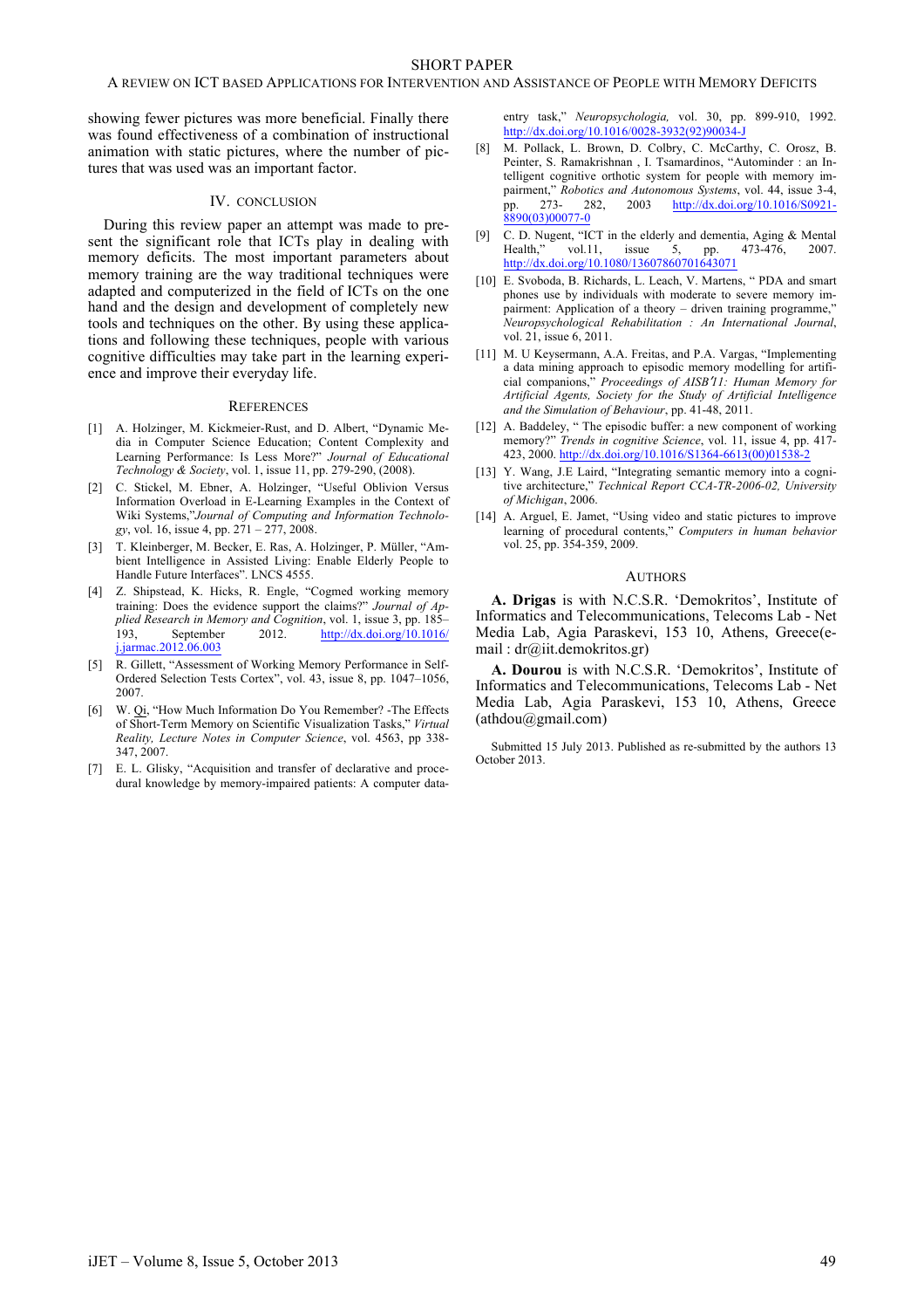showing fewer pictures was more beneficial. Finally there was found effectiveness of a combination of instructional animation with static pictures, where the number of pictures that was used was an important factor.

## IV. CONCLUSION

During this review paper an attempt was made to present the significant role that ICTs play in dealing with memory deficits. The most important parameters about memory training are the way traditional techniques were adapted and computerized in the field of ICTs on the one hand and the design and development of completely new tools and techniques on the other. By using these applications and following these techniques, people with various cognitive difficulties may take part in the learning experience and improve their everyday life.

## REFERENCES

[1] A. Holzinger, M. Kickmeier-Rust, and D. Albert, "Dynamic Media in Computer Science Education; Content Complexity and Learning Performance: Is Less More?" *Journal of Educational Technology & Society*, vol. 1, issue 11, pp. 279-290, (2008).

[2] C. Stickel, M. Ebner, A. Holzinger, "Useful Oblivion Versus Information Overload in E-Learning Examples in the Context of Wiki Systems,"*Journal of Computing and Information Technology*, vol. 16, issue 4, pp. 271 – 277, 2008.

[3] T. Kleinberger, M. Becker, E. Ras, A. Holzinger, P. Müller, "Ambient Intelligence in Assisted Living: Enable Elderly People to Handle Future Interfaces". LNCS 4555.

[4] Z. Shipstead, K. Hicks, R. Engle, "Cogmed working memory training: Does the evidence support the claims?" *Journal of Applied Research in Memory and Cognition*, vol. 1, issue 3, pp. 185–193, September 2012. http://dx.doi.org/10.1016/j.jarmac.2012.06.003

[5] R. Gillett, "Assessment of Working Memory Performance in Self-Ordered Selection Tests Cortex", vol. 43, issue 8, pp. 1047–1056, 2007.

[6] W. Qi, "How Much Information Do You Remember? -The Effects of Short-Term Memory on Scientific Visualization Tasks," *Virtual Reality, Lecture Notes in Computer Science*, vol. 4563, pp 338-347, 2007.

[7] E. L. Glisky, "Acquisition and transfer of declarative and procedural knowledge by memory-impaired patients: A computer data-entry task," *Neuropsychologia,* vol. 30, pp. 899-910, 1992. http://dx.doi.org/10.1016/0028-3932(92)90034-J

[8] M. Pollack, L. Brown, D. Colbry, C. McCarthy, C. Orosz, B. Peinter, S. Ramakrishnan , I. Tsamardinos, "Autominder : an Intelligent cognitive orthotic system for people with memory impairment," *Robotics and Autonomous Systems*, vol. 44, issue 3-4, pp. 273- 282, 2003 http://dx.doi.org/10.1016/S0921-8890(03)00077-0

[9] C. D. Nugent, "ICT in the elderly and dementia, Aging & Mental Health," vol.11, issue 5, pp. 473-476, 2007. http://dx.doi.org/10.1080/13607860701643071

[10] E. Svoboda, B. Richards, L. Leach, V. Martens, " PDA and smart phones use by individuals with moderate to severe memory impairment: Application of a theory – driven training programme," *Neuropsychological Rehabilitation : An International Journal*, vol. 21, issue 6, 2011.

[11] M. U Keysermann, A.A. Freitas, and P.A. Vargas, "Implementing a data mining approach to episodic memory modelling for artificial companions," *Proceedings of AISB'11: Human Memory for Artificial Agents, Society for the Study of Artificial Intelligence and the Simulation of Behaviour*, pp. 41-48, 2011.

[12] A. Baddeley, " The episodic buffer: a new component of working memory?" *Trends in cognitive Science*, vol. 11, issue 4, pp. 417-423, 2000. http://dx.doi.org/10.1016/S1364-6613(00)01538-2

[13] Y. Wang, J.E Laird, "Integrating semantic memory into a cognitive architecture," *Technical Report CCA-TR-2006-02, University of Michigan*, 2006.

[14] A. Arguel, E. Jamet, "Using video and static pictures to improve learning of procedural contents," *Computers in human behavior* vol. 25, pp. 354-359, 2009.

## AUTHORS

**A. Drigas** is with N.C.S.R. 'Demokritos', Institute of Informatics and Telecommunications, Telecoms Lab - Net Media Lab, Agia Paraskevi, 153 10, Athens, Greece(e-mail : dr@iit.demokritos.gr)

**A. Dourou** is with N.C.S.R. 'Demokritos', Institute of Informatics and Telecommunications, Telecoms Lab - Net Media Lab, Agia Paraskevi, 153 10, Athens, Greece (athdou@gmail.com)

Submitted 15 July 2013. Published as re-submitted by the authors 13 October 2013.